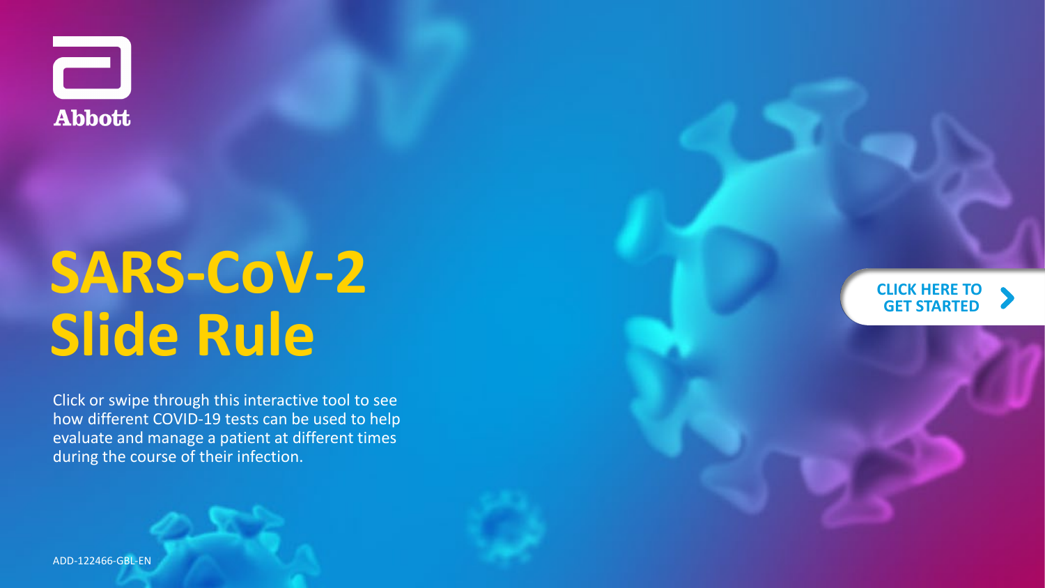Abbott

# SARS-CoV-2 Slide Rule

Click or swipe through this interactive tool to see how different COVID-19 tests can be used to help evaluate and manage a patient at different times during the course of their infection.

CLICK HERE TO GET STARTED

ADD-122466-GBL-EN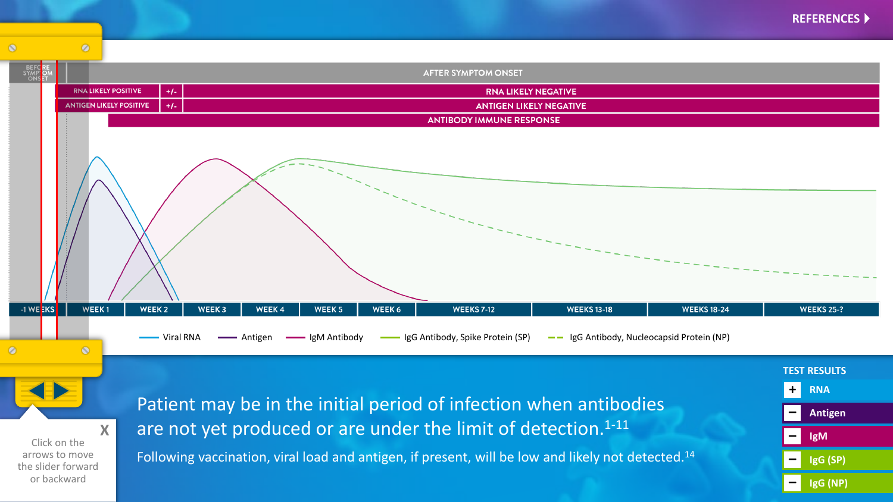REFERENCES ▸

| BEFORE SYMPTOM ONSET | AFTER SYMPTOM ONSET | | |
|---|---|---|---|
| | RNA LIKELY POSITIVE | +/- | RNA LIKELY NEGATIVE |
| | ANTIGEN LIKELY POSITIVE | +/- | ANTIGEN LIKELY NEGATIVE |
| | | ANTIBODY IMMUNE RESPONSE | |

-1 WEEKS | WEEK 1 | WEEK 2 | WEEK 3 | WEEK 4 | WEEK 5 | WEEK 6 | WEEKS 7-12 | WEEKS 13-18 | WEEKS 18-24 | WEEKS 25-?

Viral RNA — Antigen — IgM Antibody — IgG Antibody, Spike Protein (SP) — IgG Antibody, Nucleocapsid Protein (NP)

Click on the arrows to move the slider forward or backward

Patient may be in the initial period of infection when antibodies are not yet produced or are under the limit of detection.[1-11]

Following vaccination, viral load and antigen, if present, will be low and likely not detected.[14]

**TEST RESULTS**

| | |
|---|---|
| + | RNA |
| − | Antigen |
| − | IgM |
| − | IgG (SP) |
| − | IgG (NP) |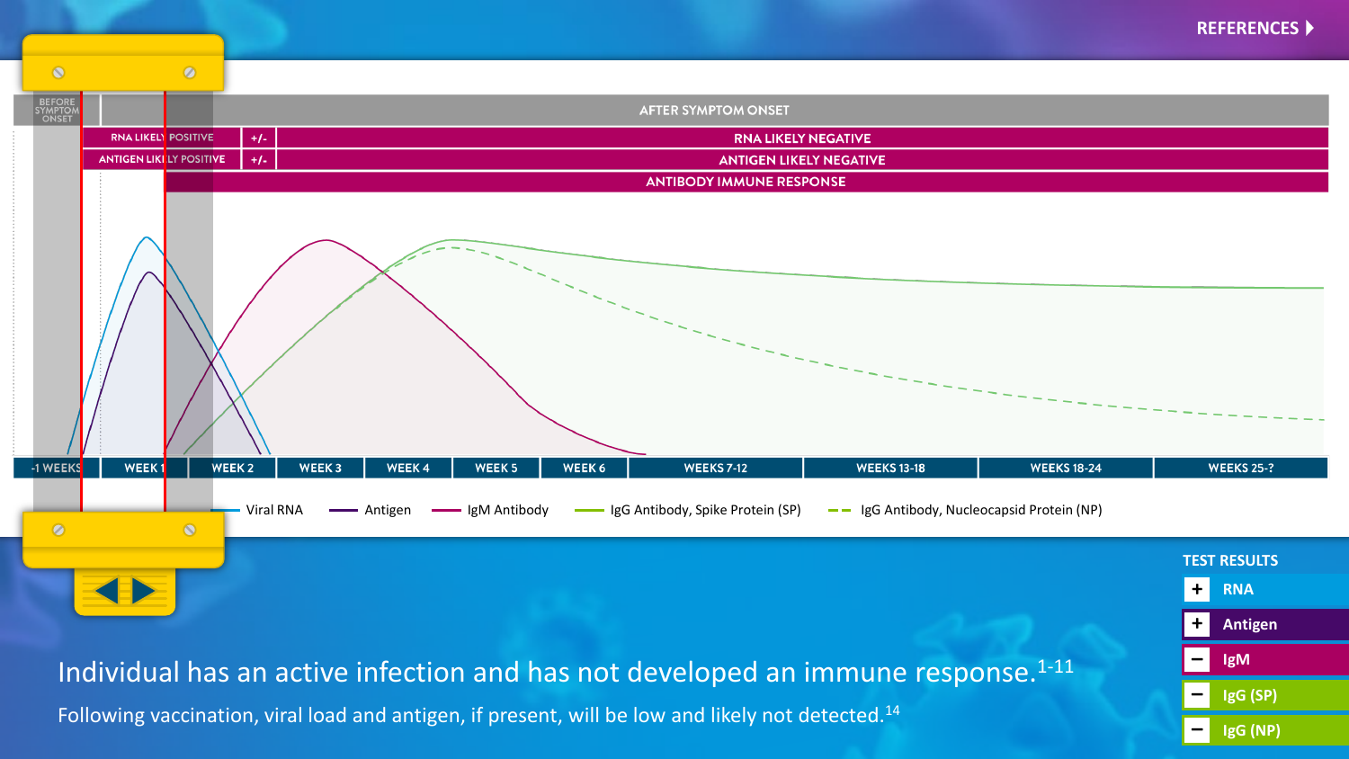REFERENCES ▶

| BEFORE SYMPTOM ONSET | AFTER SYMPTOM ONSET | | |
|---|---|---|---|
| | RNA LIKELY POSITIVE | +/- | RNA LIKELY NEGATIVE |
| | ANTIGEN LIKELY POSITIVE | +/- | ANTIGEN LIKELY NEGATIVE |
| | | ANTIBODY IMMUNE RESPONSE | |

-1 WEEKS | WEEK 1 | WEEK 2 | WEEK 3 | WEEK 4 | WEEK 5 | WEEK 6 | WEEKS 7-12 | WEEKS 13-18 | WEEKS 18-24 | WEEKS 25-?

Viral RNA — Antigen — IgM Antibody — IgG Antibody, Spike Protein (SP) — IgG Antibody, Nucleocapsid Protein (NP)

**TEST RESULTS**

| Result | Test |
|---|---|
| + | RNA |
| + | Antigen |
| − | IgM |
| − | IgG (SP) |
| − | IgG (NP) |

Individual has an active infection and has not developed an immune response.[1-11]

Following vaccination, viral load and antigen, if present, will be low and likely not detected.[14]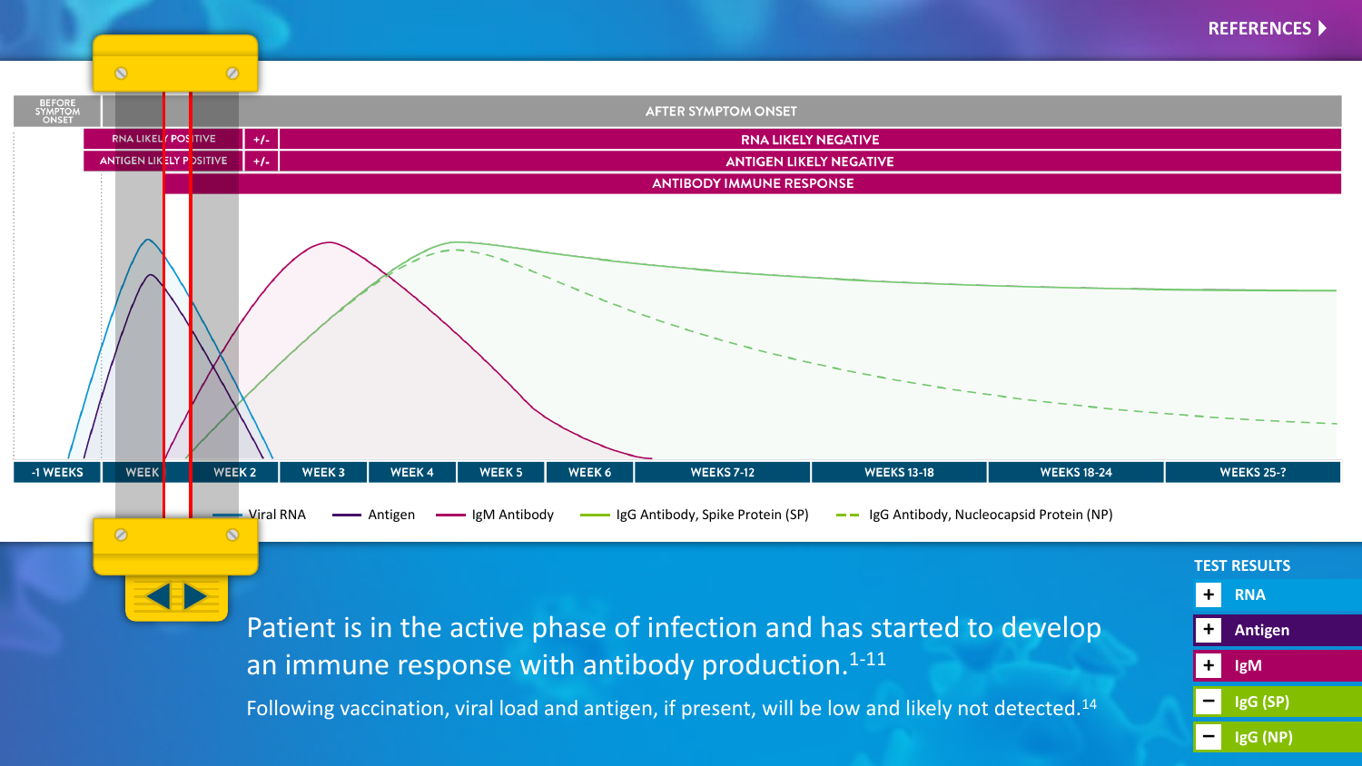REFERENCES

| BEFORE SYMPTOM ONSET | AFTER SYMPTOM ONSET | | |
|---|---|---|---|
| | RNA LIKELY POSITIVE | +/- | RNA LIKELY NEGATIVE |
| | ANTIGEN LIKELY POSITIVE | +/- | ANTIGEN LIKELY NEGATIVE |
| | ANTIBODY IMMUNE RESPONSE | | |

-1 WEEKS | WEEK | WEEK 2 | WEEK 3 | WEEK 4 | WEEK 5 | WEEK 6 | WEEKS 7-12 | WEEKS 13-18 | WEEKS 18-24 | WEEKS 25-?

Viral RNA — Antigen — IgM Antibody — IgG Antibody, Spike Protein (SP) — IgG Antibody, Nucleocapsid Protein (NP)

Patient is in the active phase of infection and has started to develop an immune response with antibody production.[1-11]

Following vaccination, viral load and antigen, if present, will be low and likely not detected.[14]

**TEST RESULTS**

| Result | Test |
|---|---|
| + | RNA |
| + | Antigen |
| + | IgM |
| − | IgG (SP) |
| − | IgG (NP) |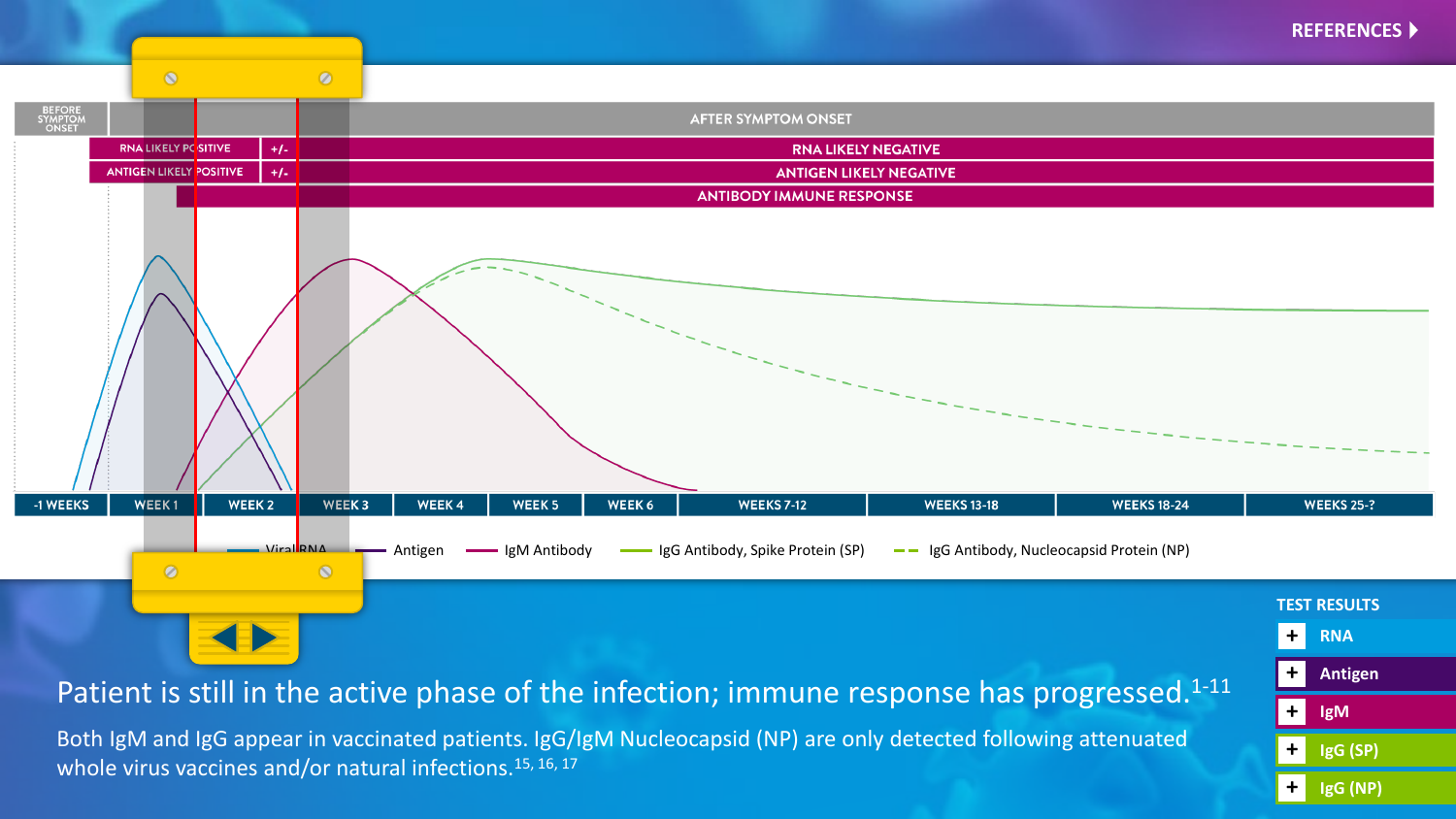REFERENCES ▶

BEFORE SYMPTOM ONSET

AFTER SYMPTOM ONSET

RNA LIKELY POSITIVE | +/- | RNA LIKELY NEGATIVE

ANTIGEN LIKELY POSITIVE | +/- | ANTIGEN LIKELY NEGATIVE

ANTIBODY IMMUNE RESPONSE

-1 WEEKS | WEEK 1 | WEEK 2 | WEEK 3 | WEEK 4 | WEEK 5 | WEEK 6 | WEEKS 7-12 | WEEKS 13-18 | WEEKS 18-24 | WEEKS 25-?

Viral RNA — Antigen — IgM Antibody — IgG Antibody, Spike Protein (SP) — IgG Antibody, Nucleocapsid Protein (NP)

Patient is still in the active phase of the infection; immune response has progressed.[1-11]

Both IgM and IgG appear in vaccinated patients. IgG/IgM Nucleocapsid (NP) are only detected following attenuated whole virus vaccines and/or natural infections.[15, 16, 17]

**TEST RESULTS**

- RNA
- Antigen
- IgM
- IgG (SP)
- IgG (NP)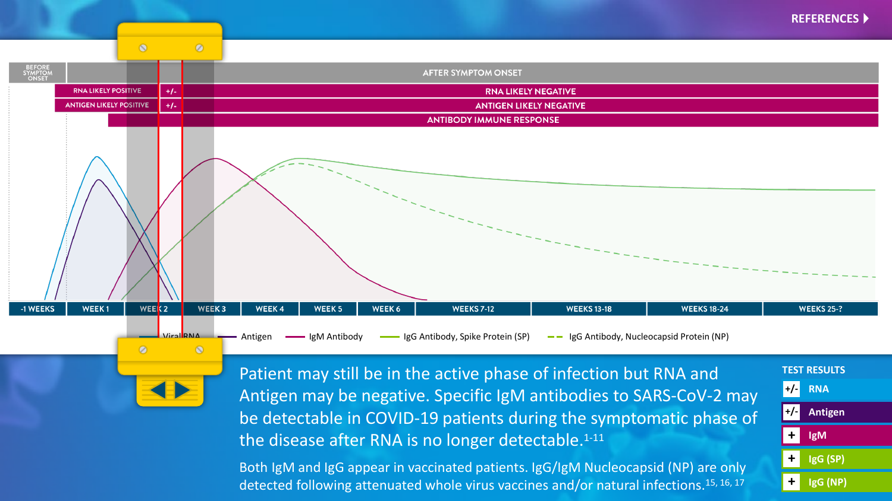REFERENCES ▶

| BEFORE SYMPTOM ONSET | AFTER SYMPTOM ONSET | | |
|---|---|---|---|
| | RNA LIKELY POSITIVE | +/- | RNA LIKELY NEGATIVE |
| | ANTIGEN LIKELY POSITIVE | +/- | ANTIGEN LIKELY NEGATIVE |
| | ANTIBODY IMMUNE RESPONSE | | |

-1 WEEKS | WEEK 1 | WEEK 2 | WEEK 3 | WEEK 4 | WEEK 5 | WEEK 6 | WEEKS 7-12 | WEEKS 13-18 | WEEKS 18-24 | WEEKS 25-?

Viral RNA — Antigen — IgM Antibody — IgG Antibody, Spike Protein (SP) — IgG Antibody, Nucleocapsid Protein (NP)

Patient may still be in the active phase of infection but RNA and Antigen may be negative. Specific IgM antibodies to SARS-CoV-2 may be detectable in COVID-19 patients during the symptomatic phase of the disease after RNA is no longer detectable.[1-11]

Both IgM and IgG appear in vaccinated patients. IgG/IgM Nucleocapsid (NP) are only detected following attenuated whole virus vaccines and/or natural infections.[15, 16, 17]

**TEST RESULTS**

| Result | Test |
|---|---|
| +/- | RNA |
| +/- | Antigen |
| + | IgM |
| + | IgG (SP) |
| + | IgG (NP) |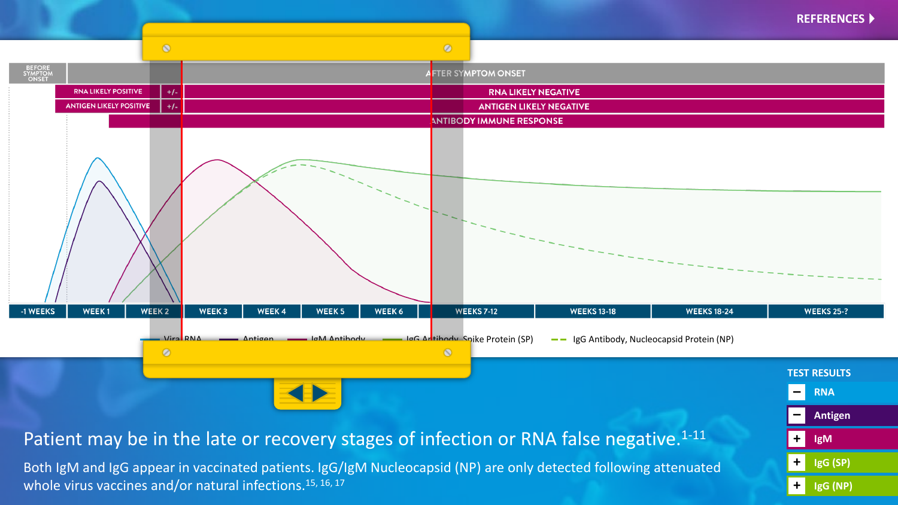REFERENCES

| BEFORE SYMPTOM ONSET | AFTER SYMPTOM ONSET | | |
|---|---|---|---|
| RNA LIKELY POSITIVE | +/- | RNA LIKELY NEGATIVE | |
| ANTIGEN LIKELY POSITIVE | +/- | ANTIGEN LIKELY NEGATIVE | |
| | ANTIBODY IMMUNE RESPONSE | | |

-1 WEEKS | WEEK 1 | WEEK 2 | WEEK 3 | WEEK 4 | WEEK 5 | WEEK 6 | WEEKS 7-12 | WEEKS 13-18 | WEEKS 18-24 | WEEKS 25-?

Viral RNA — Antigen — IgM Antibody — IgG Antibody, Spike Protein (SP) — IgG Antibody, Nucleocapsid Protein (NP)

**TEST RESULTS**

| Result | Test |
|---|---|
| − | RNA |
| − | Antigen |
| + | IgM |
| + | IgG (SP) |
| + | IgG (NP) |

Patient may be in the late or recovery stages of infection or RNA false negative.[1-11]

Both IgM and IgG appear in vaccinated patients. IgG/IgM Nucleocapsid (NP) are only detected following attenuated whole virus vaccines and/or natural infections.[15, 16, 17]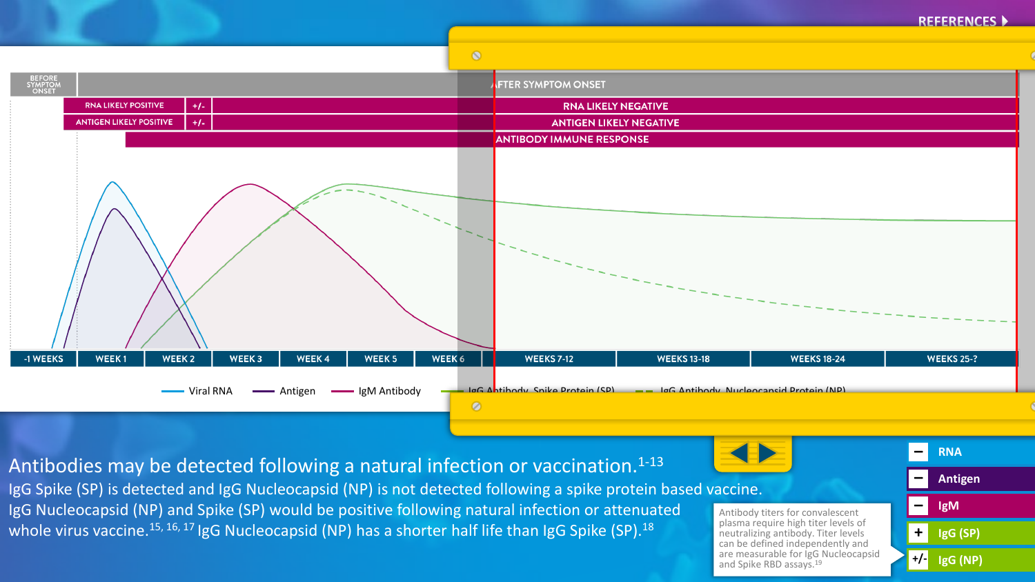REFERENCES

| BEFORE SYMPTOM ONSET | AFTER SYMPTOM ONSET | | |
|---|---|---|---|
| | RNA LIKELY POSITIVE | +/- | RNA LIKELY NEGATIVE |
| | ANTIGEN LIKELY POSITIVE | +/- | ANTIGEN LIKELY NEGATIVE |
| | ANTIBODY IMMUNE RESPONSE | | |

-1 WEEKS | WEEK 1 | WEEK 2 | WEEK 3 | WEEK 4 | WEEK 5 | WEEK 6 | WEEKS 7-12 | WEEKS 13-18 | WEEKS 18-24 | WEEKS 25-?

Viral RNA — Antigen — IgM Antibody — IgG Antibody, Spike Protein (SP) — IgG Antibody, Nucleocapsid Protein (NP)

Antibodies may be detected following a natural infection or vaccination.[1-13]

IgG Spike (SP) is detected and IgG Nucleocapsid (NP) is not detected following a spike protein based vaccine.

IgG Nucleocapsid (NP) and Spike (SP) would be positive following natural infection or attenuated whole virus vaccine.[15, 16, 17] IgG Nucleocapsid (NP) has a shorter half life than IgG Spike (SP).[18]

Antibody titers for convalescent plasma require high titer levels of neutralizing antibody. Titer levels can be defined independently and are measurable for IgG Nucleocapsid and Spike RBD assays.[19]

| | |
|---|---|
| − | RNA |
| − | Antigen |
| − | IgM |
| + | IgG (SP) |
| +/- | IgG (NP) |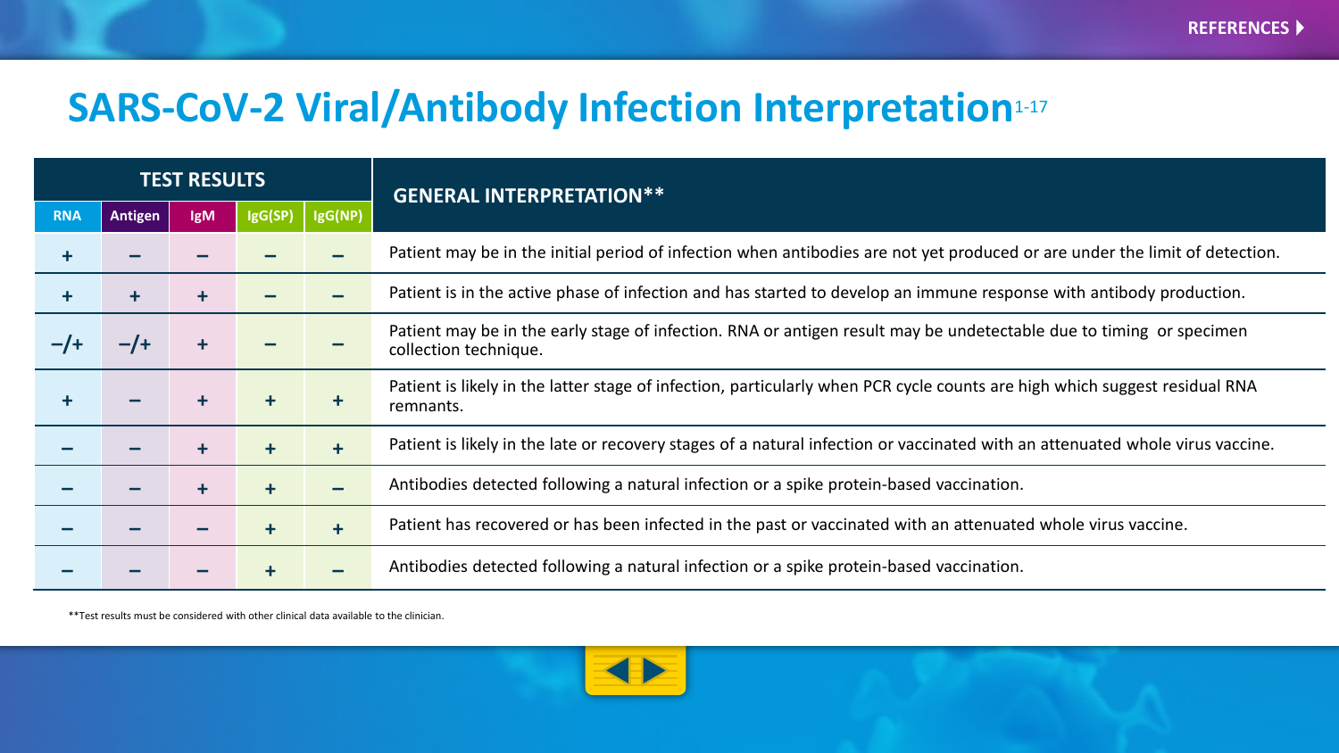# SARS-CoV-2 Viral/Antibody Infection Interpretation[1-17]

| TEST RESULTS | | | | | GENERAL INTERPRETATION** |
|---|---|---|---|---|---|
| RNA | Antigen | IgM | IgG(SP) | IgG(NP) | |
| + | − | − | − | − | Patient may be in the initial period of infection when antibodies are not yet produced or are under the limit of detection. |
| + | + | + | − | − | Patient is in the active phase of infection and has started to develop an immune response with antibody production. |
| −/+ | −/+ | + | − | − | Patient may be in the early stage of infection. RNA or antigen result may be undetectable due to timing or specimen collection technique. |
| + | − | + | + | + | Patient is likely in the latter stage of infection, particularly when PCR cycle counts are high which suggest residual RNA remnants. |
| − | − | + | + | + | Patient is likely in the late or recovery stages of a natural infection or vaccinated with an attenuated whole virus vaccine. |
| − | − | + | + | − | Antibodies detected following a natural infection or a spike protein-based vaccination. |
| − | − | − | + | + | Patient has recovered or has been infected in the past or vaccinated with an attenuated whole virus vaccine. |
| − | − | − | + | − | Antibodies detected following a natural infection or a spike protein-based vaccination. |

**Test results must be considered with other clinical data available to the clinician.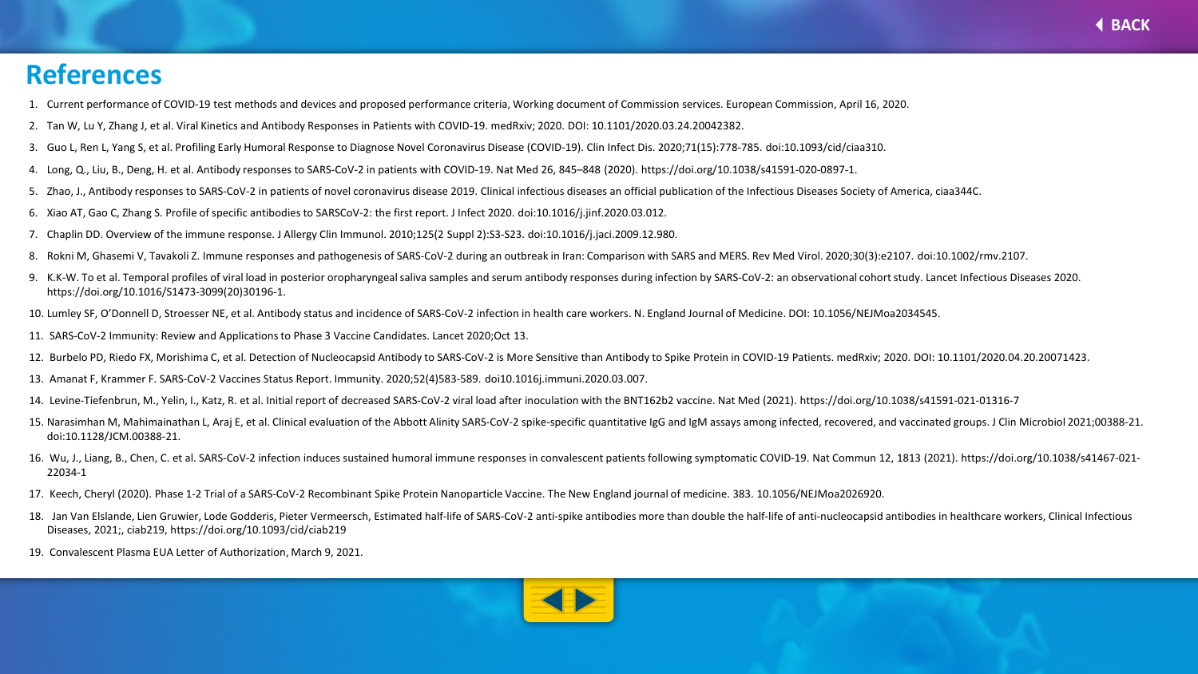# References

1. Current performance of COVID-19 test methods and devices and proposed performance criteria, Working document of Commission services. European Commission, April 16, 2020.
2. Tan W, Lu Y, Zhang J, et al. Viral Kinetics and Antibody Responses in Patients with COVID-19. medRxiv; 2020. DOI: 10.1101/2020.03.24.20042382.
3. Guo L, Ren L, Yang S, et al. Profiling Early Humoral Response to Diagnose Novel Coronavirus Disease (COVID-19). Clin Infect Dis. 2020;71(15):778-785. doi:10.1093/cid/ciaa310.
4. Long, Q., Liu, B., Deng, H. et al. Antibody responses to SARS-CoV-2 in patients with COVID-19. Nat Med 26, 845–848 (2020). https://doi.org/10.1038/s41591-020-0897-1.
5. Zhao, J., Antibody responses to SARS-CoV-2 in patients of novel coronavirus disease 2019. Clinical infectious diseases an official publication of the Infectious Diseases Society of America, ciaa344C.
6. Xiao AT, Gao C, Zhang S. Profile of specific antibodies to SARSCoV-2: the first report. J Infect 2020. doi:10.1016/j.jinf.2020.03.012.
7. Chaplin DD. Overview of the immune response. J Allergy Clin Immunol. 2010;125(2 Suppl 2):S3-S23. doi:10.1016/j.jaci.2009.12.980.
8. Rokni M, Ghasemi V, Tavakoli Z. Immune responses and pathogenesis of SARS-CoV-2 during an outbreak in Iran: Comparison with SARS and MERS. Rev Med Virol. 2020;30(3):e2107. doi:10.1002/rmv.2107.
9. K.K-W. To et al. Temporal profiles of viral load in posterior oropharyngeal saliva samples and serum antibody responses during infection by SARS-CoV-2: an observational cohort study. Lancet Infectious Diseases 2020. https://doi.org/10.1016/S1473-3099(20)30196-1.
10. Lumley SF, O'Donnell D, Stroesser NE, et al. Antibody status and incidence of SARS-CoV-2 infection in health care workers. N. England Journal of Medicine. DOI: 10.1056/NEJMoa2034545.
11. SARS-CoV-2 Immunity: Review and Applications to Phase 3 Vaccine Candidates. Lancet 2020;Oct 13.
12. Burbelo PD, Riedo FX, Morishima C, et al. Detection of Nucleocapsid Antibody to SARS-CoV-2 is More Sensitive than Antibody to Spike Protein in COVID-19 Patients. medRxiv; 2020. DOI: 10.1101/2020.04.20.20071423.
13. Amanat F, Krammer F. SARS-CoV-2 Vaccines Status Report. Immunity. 2020;52(4)583-589. doi10.1016j.immuni.2020.03.007.
14. Levine-Tiefenbrun, M., Yelin, I., Katz, R. et al. Initial report of decreased SARS-CoV-2 viral load after inoculation with the BNT162b2 vaccine. Nat Med (2021). https://doi.org/10.1038/s41591-021-01316-7
15. Narasimhan M, Mahimainathan L, Araj E, et al. Clinical evaluation of the Abbott Alinity SARS-CoV-2 spike-specific quantitative IgG and IgM assays among infected, recovered, and vaccinated groups. J Clin Microbiol 2021;00388-21. doi:10.1128/JCM.00388-21.
16. Wu, J., Liang, B., Chen, C. et al. SARS-CoV-2 infection induces sustained humoral immune responses in convalescent patients following symptomatic COVID-19. Nat Commun 12, 1813 (2021). https://doi.org/10.1038/s41467-021-22034-1
17. Keech, Cheryl (2020). Phase 1-2 Trial of a SARS-CoV-2 Recombinant Spike Protein Nanoparticle Vaccine. The New England journal of medicine. 383. 10.1056/NEJMoa2026920.
18. Jan Van Elslande, Lien Gruwier, Lode Godderis, Pieter Vermeersch, Estimated half-life of SARS-CoV-2 anti-spike antibodies more than double the half-life of anti-nucleocapsid antibodies in healthcare workers, Clinical Infectious Diseases, 2021;, ciab219, https://doi.org/10.1093/cid/ciab219
19. Convalescent Plasma EUA Letter of Authorization, March 9, 2021.